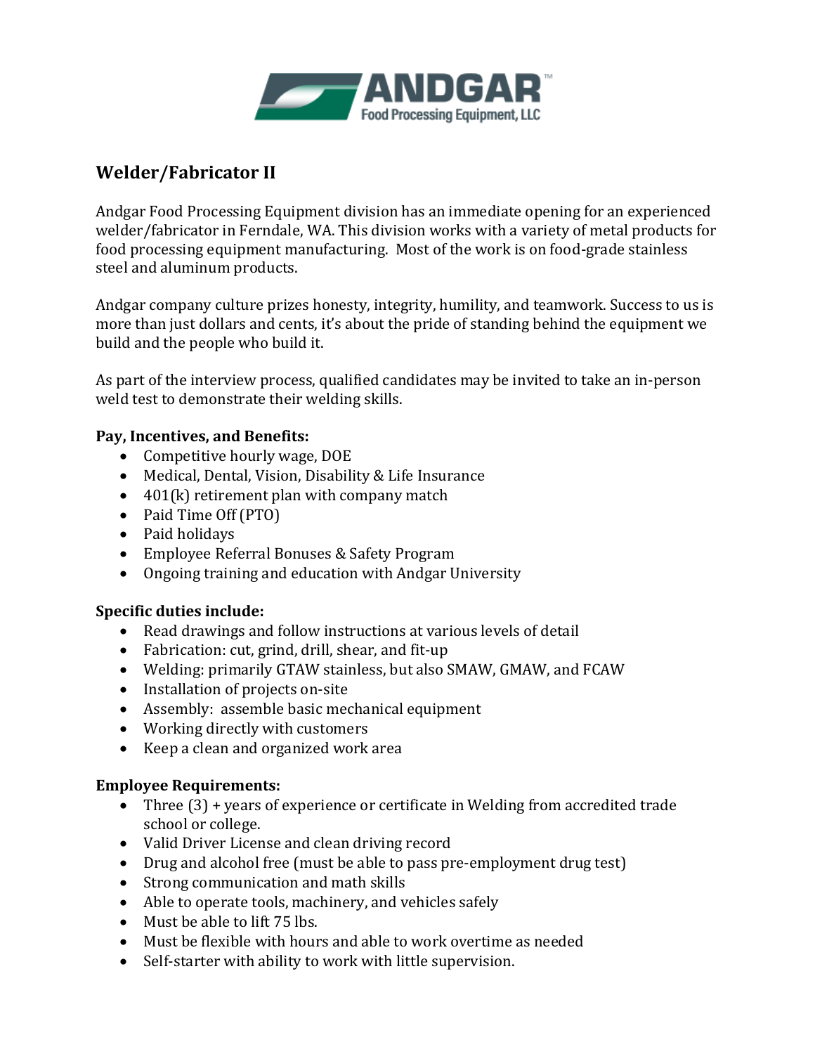ANDGAR™
Food Processing Equipment, LLC

## Welder/Fabricator II

Andgar Food Processing Equipment division has an immediate opening for an experienced welder/fabricator in Ferndale, WA. This division works with a variety of metal products for food processing equipment manufacturing. Most of the work is on food-grade stainless steel and aluminum products.

Andgar company culture prizes honesty, integrity, humility, and teamwork. Success to us is more than just dollars and cents, it's about the pride of standing behind the equipment we build and the people who build it.

As part of the interview process, qualified candidates may be invited to take an in-person weld test to demonstrate their welding skills.

**Pay, Incentives, and Benefits:**

- Competitive hourly wage, DOE
- Medical, Dental, Vision, Disability & Life Insurance
- 401(k) retirement plan with company match
- Paid Time Off (PTO)
- Paid holidays
- Employee Referral Bonuses & Safety Program
- Ongoing training and education with Andgar University

**Specific duties include:**

- Read drawings and follow instructions at various levels of detail
- Fabrication: cut, grind, drill, shear, and fit-up
- Welding: primarily GTAW stainless, but also SMAW, GMAW, and FCAW
- Installation of projects on-site
- Assembly: assemble basic mechanical equipment
- Working directly with customers
- Keep a clean and organized work area

**Employee Requirements:**

- Three (3) + years of experience or certificate in Welding from accredited trade school or college.
- Valid Driver License and clean driving record
- Drug and alcohol free (must be able to pass pre-employment drug test)
- Strong communication and math skills
- Able to operate tools, machinery, and vehicles safely
- Must be able to lift 75 lbs.
- Must be flexible with hours and able to work overtime as needed
- Self-starter with ability to work with little supervision.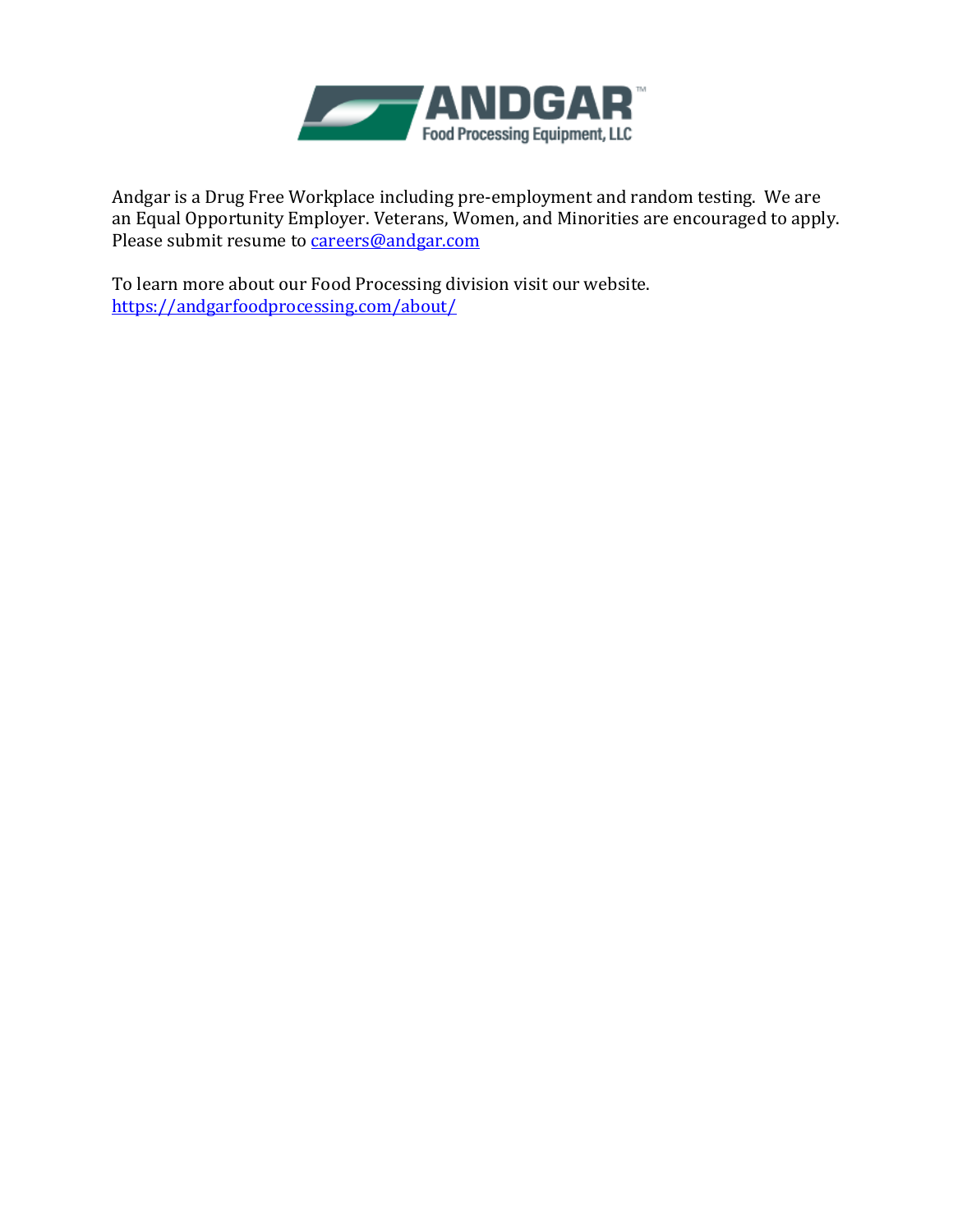Andgar is a Drug Free Workplace including pre-employment and random testing. We are an Equal Opportunity Employer. Veterans, Women, and Minorities are encouraged to apply. Please submit resume to [careers@andgar.com](mailto:careers@andgar.com)

To learn more about our Food Processing division visit our website.
[https://andgarfoodprocessing.com/about/](https://andgarfoodprocessing.com/about/)